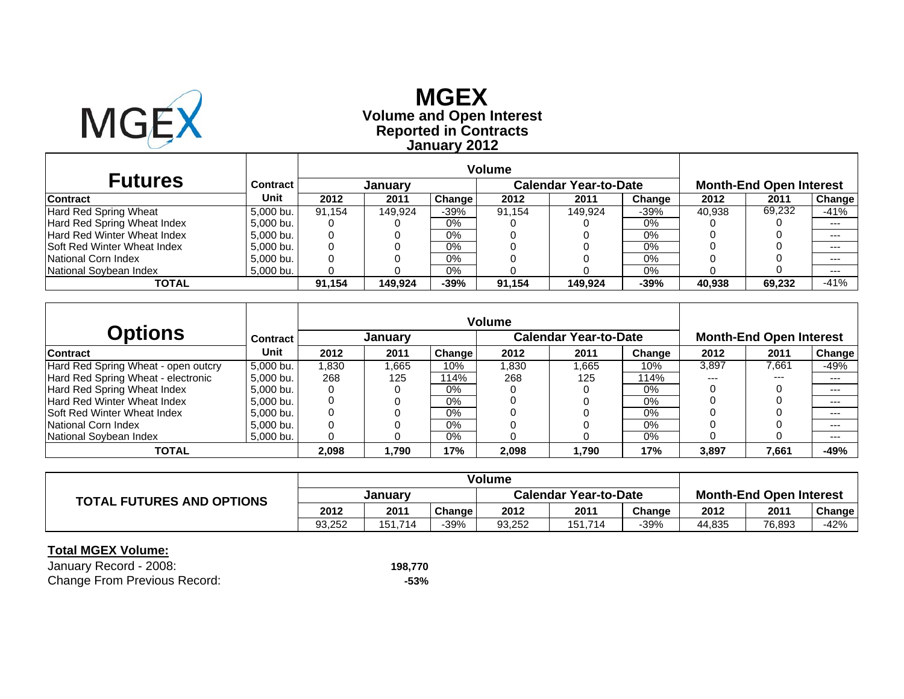# MGEX

## Volume and Open Interest
## Reported in Contracts
## January 2012

| Futures | Contract | Volume | | | | | | Month-End Open Interest | | |
|---|---|---|---|---|---|---|---|---|---|---|
| | | January | | | Calendar Year-to-Date | | | | | |
| Contract | Unit | 2012 | 2011 | Change | 2012 | 2011 | Change | 2012 | 2011 | Change |
| Hard Red Spring Wheat | 5,000 bu. | 91,154 | 149,924 | -39% | 91,154 | 149,924 | -39% | 40,938 | 69,232 | -41% |
| Hard Red Spring Wheat Index | 5,000 bu. | 0 | 0 | 0% | 0 | 0 | 0% | 0 | 0 | --- |
| Hard Red Winter Wheat Index | 5,000 bu. | 0 | 0 | 0% | 0 | 0 | 0% | 0 | 0 | --- |
| Soft Red Winter Wheat Index | 5,000 bu. | 0 | 0 | 0% | 0 | 0 | 0% | 0 | 0 | --- |
| National Corn Index | 5,000 bu. | 0 | 0 | 0% | 0 | 0 | 0% | 0 | 0 | --- |
| National Soybean Index | 5,000 bu. | 0 | 0 | 0% | 0 | 0 | 0% | 0 | 0 | --- |
| **TOTAL** | | **91,154** | **149,924** | **-39%** | **91,154** | **149,924** | **-39%** | **40,938** | **69,232** | -41% |

| Options | Contract | Volume | | | | | | Month-End Open Interest | | |
|---|---|---|---|---|---|---|---|---|---|---|
| | | January | | | Calendar Year-to-Date | | | | | |
| Contract | Unit | 2012 | 2011 | Change | 2012 | 2011 | Change | 2012 | 2011 | Change |
| Hard Red Spring Wheat - open outcry | 5,000 bu. | 1,830 | 1,665 | 10% | 1,830 | 1,665 | 10% | 3,897 | 7,661 | -49% |
| Hard Red Spring Wheat - electronic | 5,000 bu. | 268 | 125 | 114% | 268 | 125 | 114% | --- | --- | --- |
| Hard Red Spring Wheat Index | 5,000 bu. | 0 | 0 | 0% | 0 | 0 | 0% | 0 | 0 | --- |
| Hard Red Winter Wheat Index | 5,000 bu. | 0 | 0 | 0% | 0 | 0 | 0% | 0 | 0 | --- |
| Soft Red Winter Wheat Index | 5,000 bu. | 0 | 0 | 0% | 0 | 0 | 0% | 0 | 0 | --- |
| National Corn Index | 5,000 bu. | 0 | 0 | 0% | 0 | 0 | 0% | 0 | 0 | --- |
| National Soybean Index | 5,000 bu. | 0 | 0 | 0% | 0 | 0 | 0% | 0 | 0 | --- |
| **TOTAL** | | **2,098** | **1,790** | **17%** | **2,098** | **1,790** | **17%** | **3,897** | **7,661** | **-49%** |

| TOTAL FUTURES AND OPTIONS | Volume | | | | | | Month-End Open Interest | | |
|---|---|---|---|---|---|---|---|---|---|
| | January | | | Calendar Year-to-Date | | | | | |
| | 2012 | 2011 | Change | 2012 | 2011 | Change | 2012 | 2011 | Change |
| | 93,252 | 151,714 | -39% | 93,252 | 151,714 | -39% | 44,835 | 76,893 | -42% |

**Total MGEX Volume:**

| | |
|---|---|
| January Record - 2008: | **198,770** |
| Change From Previous Record: | **-53%** |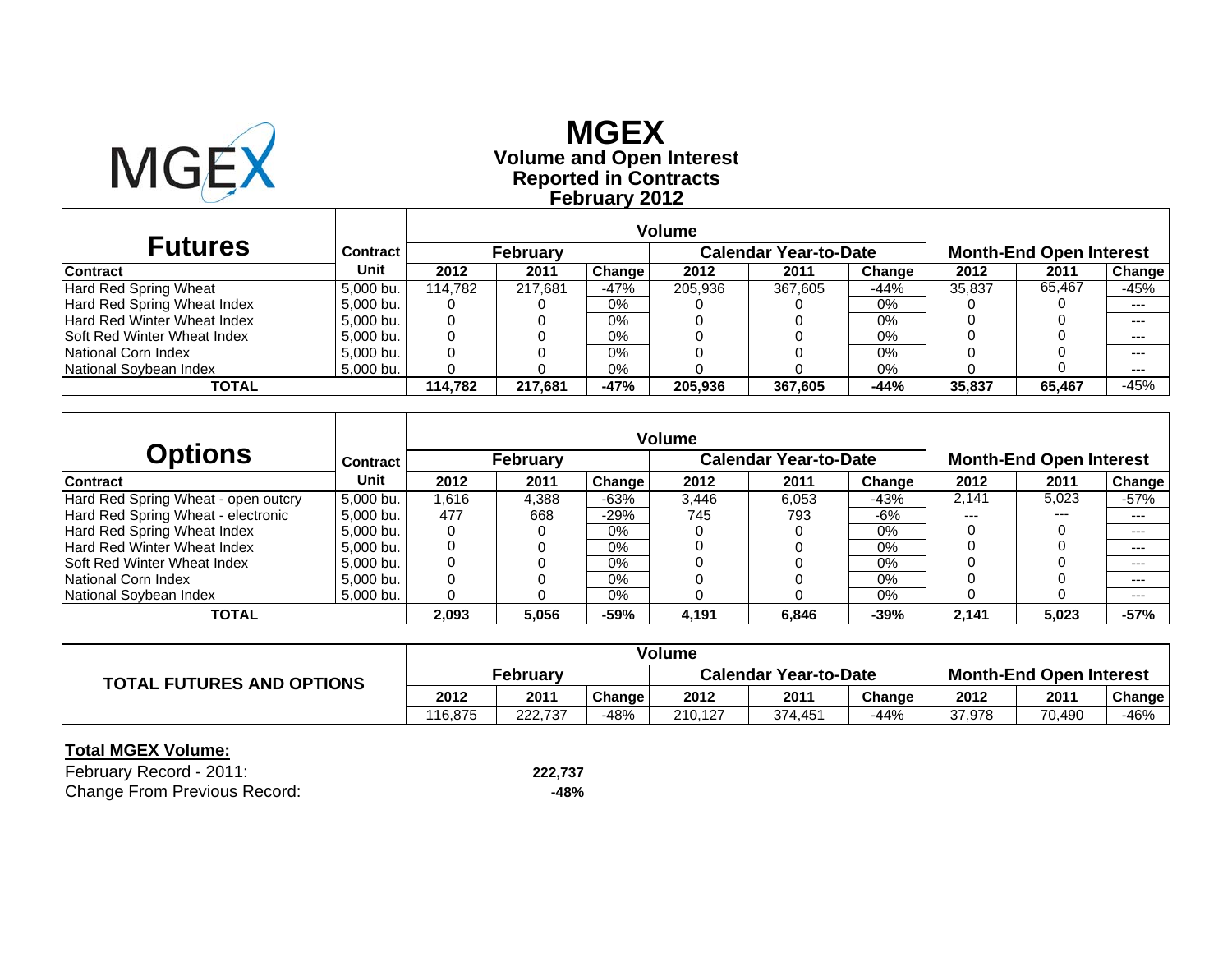# MGEX

## Volume and Open Interest Reported in Contracts February 2012

| Futures | Contract | Volume | | | | | | Month-End Open Interest | | |
|---|---|---|---|---|---|---|---|---|---|---|
| | | February | | | Calendar Year-to-Date | | | | | |
| Contract | Unit | 2012 | 2011 | Change | 2012 | 2011 | Change | 2012 | 2011 | Change |
| Hard Red Spring Wheat | 5,000 bu. | 114,782 | 217,681 | -47% | 205,936 | 367,605 | -44% | 35,837 | 65,467 | -45% |
| Hard Red Spring Wheat Index | 5,000 bu. | 0 | 0 | 0% | 0 | 0 | 0% | 0 | 0 | --- |
| Hard Red Winter Wheat Index | 5,000 bu. | 0 | 0 | 0% | 0 | 0 | 0% | 0 | 0 | --- |
| Soft Red Winter Wheat Index | 5,000 bu. | 0 | 0 | 0% | 0 | 0 | 0% | 0 | 0 | --- |
| National Corn Index | 5,000 bu. | 0 | 0 | 0% | 0 | 0 | 0% | 0 | 0 | --- |
| National Soybean Index | 5,000 bu. | 0 | 0 | 0% | 0 | 0 | 0% | 0 | 0 | --- |
| **TOTAL** | | **114,782** | **217,681** | **-47%** | **205,936** | **367,605** | **-44%** | **35,837** | **65,467** | -45% |

| Options | Contract | Volume | | | | | | Month-End Open Interest | | |
|---|---|---|---|---|---|---|---|---|---|---|
| | | February | | | Calendar Year-to-Date | | | | | |
| Contract | Unit | 2012 | 2011 | Change | 2012 | 2011 | Change | 2012 | 2011 | Change |
| Hard Red Spring Wheat - open outcry | 5,000 bu. | 1,616 | 4,388 | -63% | 3,446 | 6,053 | -43% | 2,141 | 5,023 | -57% |
| Hard Red Spring Wheat - electronic | 5,000 bu. | 477 | 668 | -29% | 745 | 793 | -6% | --- | --- | --- |
| Hard Red Spring Wheat Index | 5,000 bu. | 0 | 0 | 0% | 0 | 0 | 0% | 0 | 0 | --- |
| Hard Red Winter Wheat Index | 5,000 bu. | 0 | 0 | 0% | 0 | 0 | 0% | 0 | 0 | --- |
| Soft Red Winter Wheat Index | 5,000 bu. | 0 | 0 | 0% | 0 | 0 | 0% | 0 | 0 | --- |
| National Corn Index | 5,000 bu. | 0 | 0 | 0% | 0 | 0 | 0% | 0 | 0 | --- |
| National Soybean Index | 5,000 bu. | 0 | 0 | 0% | 0 | 0 | 0% | 0 | 0 | --- |
| **TOTAL** | | **2,093** | **5,056** | **-59%** | **4,191** | **6,846** | **-39%** | **2,141** | **5,023** | **-57%** |

| TOTAL FUTURES AND OPTIONS | Volume | | | | | | Month-End Open Interest | | |
|---|---|---|---|---|---|---|---|---|---|
| | February | | | Calendar Year-to-Date | | | | | |
| | 2012 | 2011 | Change | 2012 | 2011 | Change | 2012 | 2011 | Change |
| | 116,875 | 222,737 | -48% | 210,127 | 374,451 | -44% | 37,978 | 70,490 | -46% |

**Total MGEX Volume:**

| | |
|---|---|
| February Record - 2011: | **222,737** |
| Change From Previous Record: | **-48%** |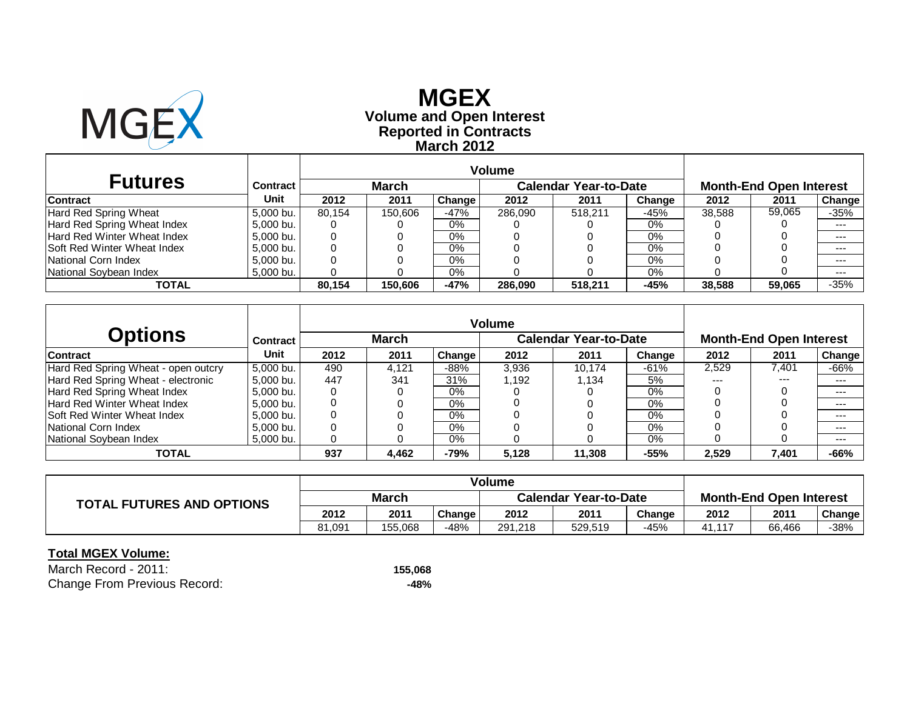# MGEX

## Volume and Open Interest
## Reported in Contracts
## March 2012

| Futures | Contract | Volume | | | | | | Month-End Open Interest | | |
|---|---|---|---|---|---|---|---|---|---|---|
| | | March | | | Calendar Year-to-Date | | | | | |
| Contract | Unit | 2012 | 2011 | Change | 2012 | 2011 | Change | 2012 | 2011 | Change |
| Hard Red Spring Wheat | 5,000 bu. | 80,154 | 150,606 | -47% | 286,090 | 518,211 | -45% | 38,588 | 59,065 | -35% |
| Hard Red Spring Wheat Index | 5,000 bu. | 0 | 0 | 0% | 0 | 0 | 0% | 0 | 0 | --- |
| Hard Red Winter Wheat Index | 5,000 bu. | 0 | 0 | 0% | 0 | 0 | 0% | 0 | 0 | --- |
| Soft Red Winter Wheat Index | 5,000 bu. | 0 | 0 | 0% | 0 | 0 | 0% | 0 | 0 | --- |
| National Corn Index | 5,000 bu. | 0 | 0 | 0% | 0 | 0 | 0% | 0 | 0 | --- |
| National Soybean Index | 5,000 bu. | 0 | 0 | 0% | 0 | 0 | 0% | 0 | 0 | --- |
| **TOTAL** | | **80,154** | **150,606** | **-47%** | **286,090** | **518,211** | **-45%** | **38,588** | **59,065** | -35% |

| Options | Contract | Volume | | | | | | Month-End Open Interest | | |
|---|---|---|---|---|---|---|---|---|---|---|
| | | March | | | Calendar Year-to-Date | | | | | |
| Contract | Unit | 2012 | 2011 | Change | 2012 | 2011 | Change | 2012 | 2011 | Change |
| Hard Red Spring Wheat - open outcry | 5,000 bu. | 490 | 4,121 | -88% | 3,936 | 10,174 | -61% | 2,529 | 7,401 | -66% |
| Hard Red Spring Wheat - electronic | 5,000 bu. | 447 | 341 | 31% | 1,192 | 1,134 | 5% | --- | --- | --- |
| Hard Red Spring Wheat Index | 5,000 bu. | 0 | 0 | 0% | 0 | 0 | 0% | 0 | 0 | --- |
| Hard Red Winter Wheat Index | 5,000 bu. | 0 | 0 | 0% | 0 | 0 | 0% | 0 | 0 | --- |
| Soft Red Winter Wheat Index | 5,000 bu. | 0 | 0 | 0% | 0 | 0 | 0% | 0 | 0 | --- |
| National Corn Index | 5,000 bu. | 0 | 0 | 0% | 0 | 0 | 0% | 0 | 0 | --- |
| National Soybean Index | 5,000 bu. | 0 | 0 | 0% | 0 | 0 | 0% | 0 | 0 | --- |
| **TOTAL** | | **937** | **4,462** | **-79%** | **5,128** | **11,308** | **-55%** | **2,529** | **7,401** | **-66%** |

| TOTAL FUTURES AND OPTIONS | Volume | | | | | | Month-End Open Interest | | |
|---|---|---|---|---|---|---|---|---|---|
| | March | | | Calendar Year-to-Date | | | | | |
| | 2012 | 2011 | Change | 2012 | 2011 | Change | 2012 | 2011 | Change |
| | 81,091 | 155,068 | -48% | 291,218 | 529,519 | -45% | 41,117 | 66,466 | -38% |

**Total MGEX Volume:**

March Record - 2011: **155,068**

Change From Previous Record: **-48%**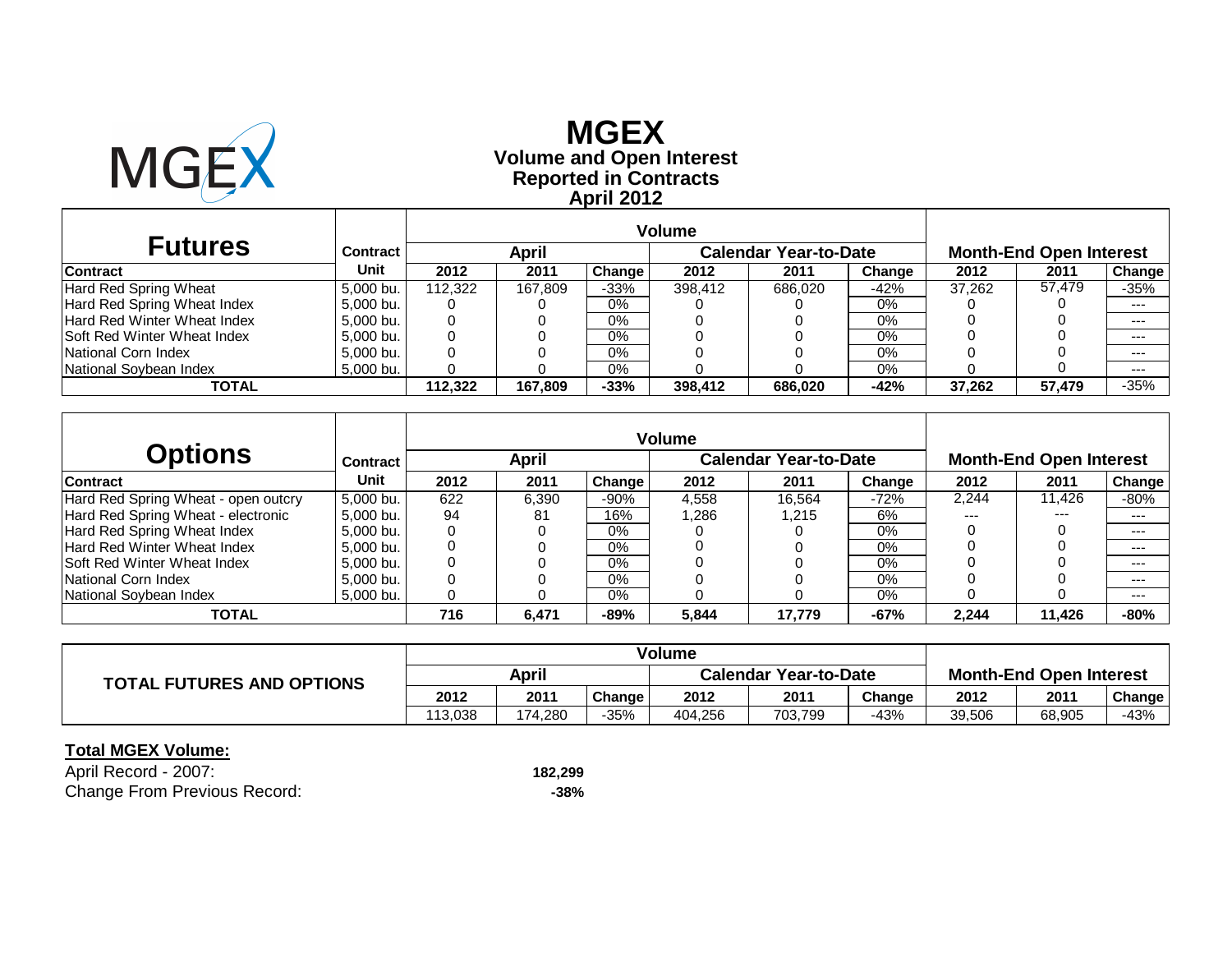# MGEX

## Volume and Open Interest
## Reported in Contracts
## April 2012

| Futures | Contract | Volume | | | | | | Month-End Open Interest | | |
|---|---|---|---|---|---|---|---|---|---|---|
| | | April | | | Calendar Year-to-Date | | | | | |
| Contract | Unit | 2012 | 2011 | Change | 2012 | 2011 | Change | 2012 | 2011 | Change |
| Hard Red Spring Wheat | 5,000 bu. | 112,322 | 167,809 | -33% | 398,412 | 686,020 | -42% | 37,262 | 57,479 | -35% |
| Hard Red Spring Wheat Index | 5,000 bu. | 0 | 0 | 0% | 0 | 0 | 0% | 0 | 0 | --- |
| Hard Red Winter Wheat Index | 5,000 bu. | 0 | 0 | 0% | 0 | 0 | 0% | 0 | 0 | --- |
| Soft Red Winter Wheat Index | 5,000 bu. | 0 | 0 | 0% | 0 | 0 | 0% | 0 | 0 | --- |
| National Corn Index | 5,000 bu. | 0 | 0 | 0% | 0 | 0 | 0% | 0 | 0 | --- |
| National Soybean Index | 5,000 bu. | 0 | 0 | 0% | 0 | 0 | 0% | 0 | 0 | --- |
| **TOTAL** | | **112,322** | **167,809** | **-33%** | **398,412** | **686,020** | **-42%** | **37,262** | **57,479** | -35% |

| Options | Contract | Volume | | | | | | Month-End Open Interest | | |
|---|---|---|---|---|---|---|---|---|---|---|
| | | April | | | Calendar Year-to-Date | | | | | |
| Contract | Unit | 2012 | 2011 | Change | 2012 | 2011 | Change | 2012 | 2011 | Change |
| Hard Red Spring Wheat - open outcry | 5,000 bu. | 622 | 6,390 | -90% | 4,558 | 16,564 | -72% | 2,244 | 11,426 | -80% |
| Hard Red Spring Wheat - electronic | 5,000 bu. | 94 | 81 | 16% | 1,286 | 1,215 | 6% | --- | --- | --- |
| Hard Red Spring Wheat Index | 5,000 bu. | 0 | 0 | 0% | 0 | 0 | 0% | 0 | 0 | --- |
| Hard Red Winter Wheat Index | 5,000 bu. | 0 | 0 | 0% | 0 | 0 | 0% | 0 | 0 | --- |
| Soft Red Winter Wheat Index | 5,000 bu. | 0 | 0 | 0% | 0 | 0 | 0% | 0 | 0 | --- |
| National Corn Index | 5,000 bu. | 0 | 0 | 0% | 0 | 0 | 0% | 0 | 0 | --- |
| National Soybean Index | 5,000 bu. | 0 | 0 | 0% | 0 | 0 | 0% | 0 | 0 | --- |
| **TOTAL** | | **716** | **6,471** | **-89%** | **5,844** | **17,779** | **-67%** | **2,244** | **11,426** | **-80%** |

| TOTAL FUTURES AND OPTIONS | Volume | | | | | | Month-End Open Interest | | |
|---|---|---|---|---|---|---|---|---|---|
| | April | | | Calendar Year-to-Date | | | | | |
| | 2012 | 2011 | Change | 2012 | 2011 | Change | 2012 | 2011 | Change |
| | 113,038 | 174,280 | -35% | 404,256 | 703,799 | -43% | 39,506 | 68,905 | -43% |

**Total MGEX Volume:**

| | |
|---|---|
| April Record - 2007: | **182,299** |
| Change From Previous Record: | **-38%** |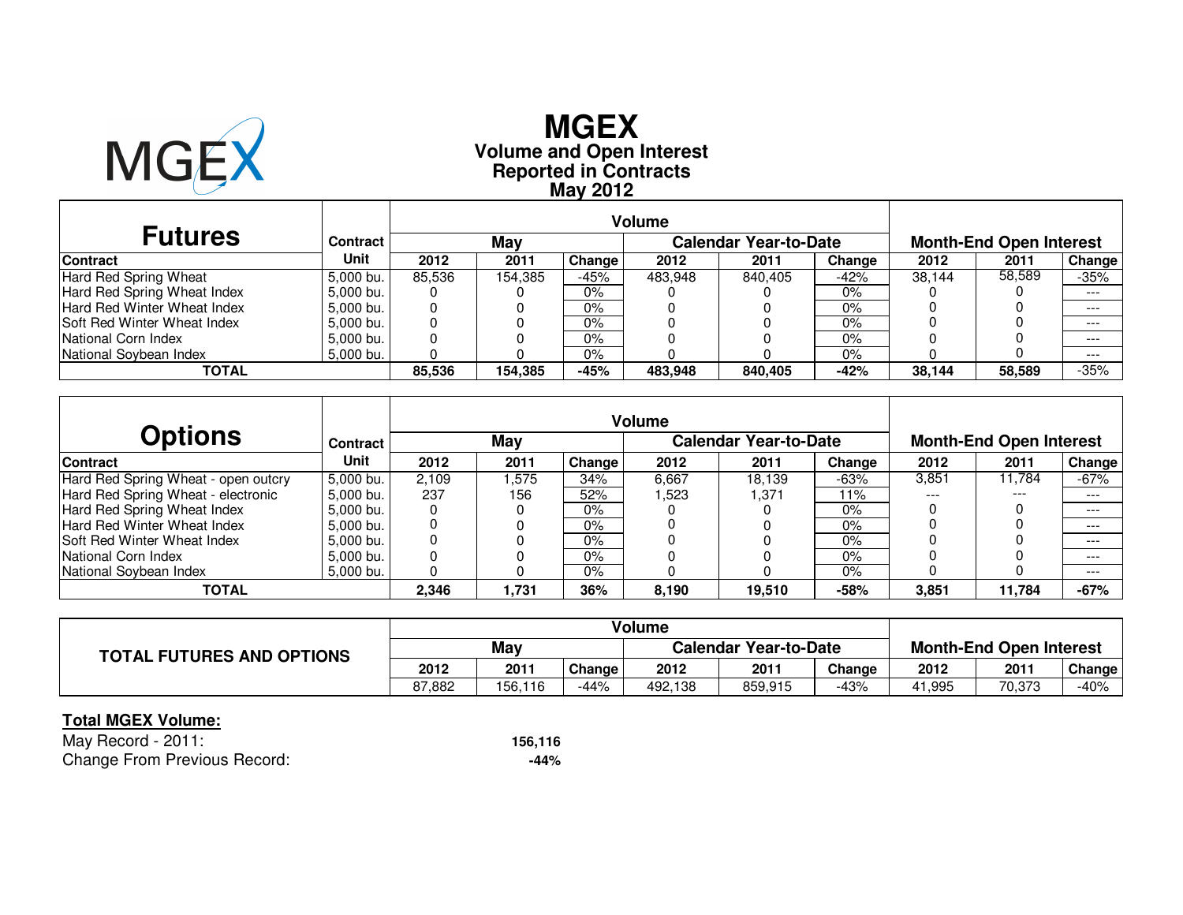# MGEX

## Volume and Open Interest Reported in Contracts May 2012

| Futures | Contract | Volume | | | | | | Month-End Open Interest | | |
|---|---|---|---|---|---|---|---|---|---|---|
| | | May | | | Calendar Year-to-Date | | | | | |
| Contract | Unit | 2012 | 2011 | Change | 2012 | 2011 | Change | 2012 | 2011 | Change |
| Hard Red Spring Wheat | 5,000 bu. | 85,536 | 154,385 | -45% | 483,948 | 840,405 | -42% | 38,144 | 58,589 | -35% |
| Hard Red Spring Wheat Index | 5,000 bu. | 0 | 0 | 0% | 0 | 0 | 0% | 0 | 0 | --- |
| Hard Red Winter Wheat Index | 5,000 bu. | 0 | 0 | 0% | 0 | 0 | 0% | 0 | 0 | --- |
| Soft Red Winter Wheat Index | 5,000 bu. | 0 | 0 | 0% | 0 | 0 | 0% | 0 | 0 | --- |
| National Corn Index | 5,000 bu. | 0 | 0 | 0% | 0 | 0 | 0% | 0 | 0 | --- |
| National Soybean Index | 5,000 bu. | 0 | 0 | 0% | 0 | 0 | 0% | 0 | 0 | --- |
| **TOTAL** | | **85,536** | **154,385** | **-45%** | **483,948** | **840,405** | **-42%** | **38,144** | **58,589** | -35% |

| Options | Contract | Volume | | | | | | Month-End Open Interest | | |
|---|---|---|---|---|---|---|---|---|---|---|
| | | May | | | Calendar Year-to-Date | | | | | |
| Contract | Unit | 2012 | 2011 | Change | 2012 | 2011 | Change | 2012 | 2011 | Change |
| Hard Red Spring Wheat - open outcry | 5,000 bu. | 2,109 | 1,575 | 34% | 6,667 | 18,139 | -63% | 3,851 | 11,784 | -67% |
| Hard Red Spring Wheat - electronic | 5,000 bu. | 237 | 156 | 52% | 1,523 | 1,371 | 11% | --- | --- | --- |
| Hard Red Spring Wheat Index | 5,000 bu. | 0 | 0 | 0% | 0 | 0 | 0% | 0 | 0 | --- |
| Hard Red Winter Wheat Index | 5,000 bu. | 0 | 0 | 0% | 0 | 0 | 0% | 0 | 0 | --- |
| Soft Red Winter Wheat Index | 5,000 bu. | 0 | 0 | 0% | 0 | 0 | 0% | 0 | 0 | --- |
| National Corn Index | 5,000 bu. | 0 | 0 | 0% | 0 | 0 | 0% | 0 | 0 | --- |
| National Soybean Index | 5,000 bu. | 0 | 0 | 0% | 0 | 0 | 0% | 0 | 0 | --- |
| **TOTAL** | | **2,346** | **1,731** | **36%** | **8,190** | **19,510** | **-58%** | **3,851** | **11,784** | **-67%** |

| TOTAL FUTURES AND OPTIONS | Volume | | | | | | Month-End Open Interest | | |
|---|---|---|---|---|---|---|---|---|---|
| | May | | | Calendar Year-to-Date | | | | | |
| | 2012 | 2011 | Change | 2012 | 2011 | Change | 2012 | 2011 | Change |
| | 87,882 | 156,116 | -44% | 492,138 | 859,915 | -43% | 41,995 | 70,373 | -40% |

**Total MGEX Volume:**

May Record - 2011: **156,116**

Change From Previous Record: **-44%**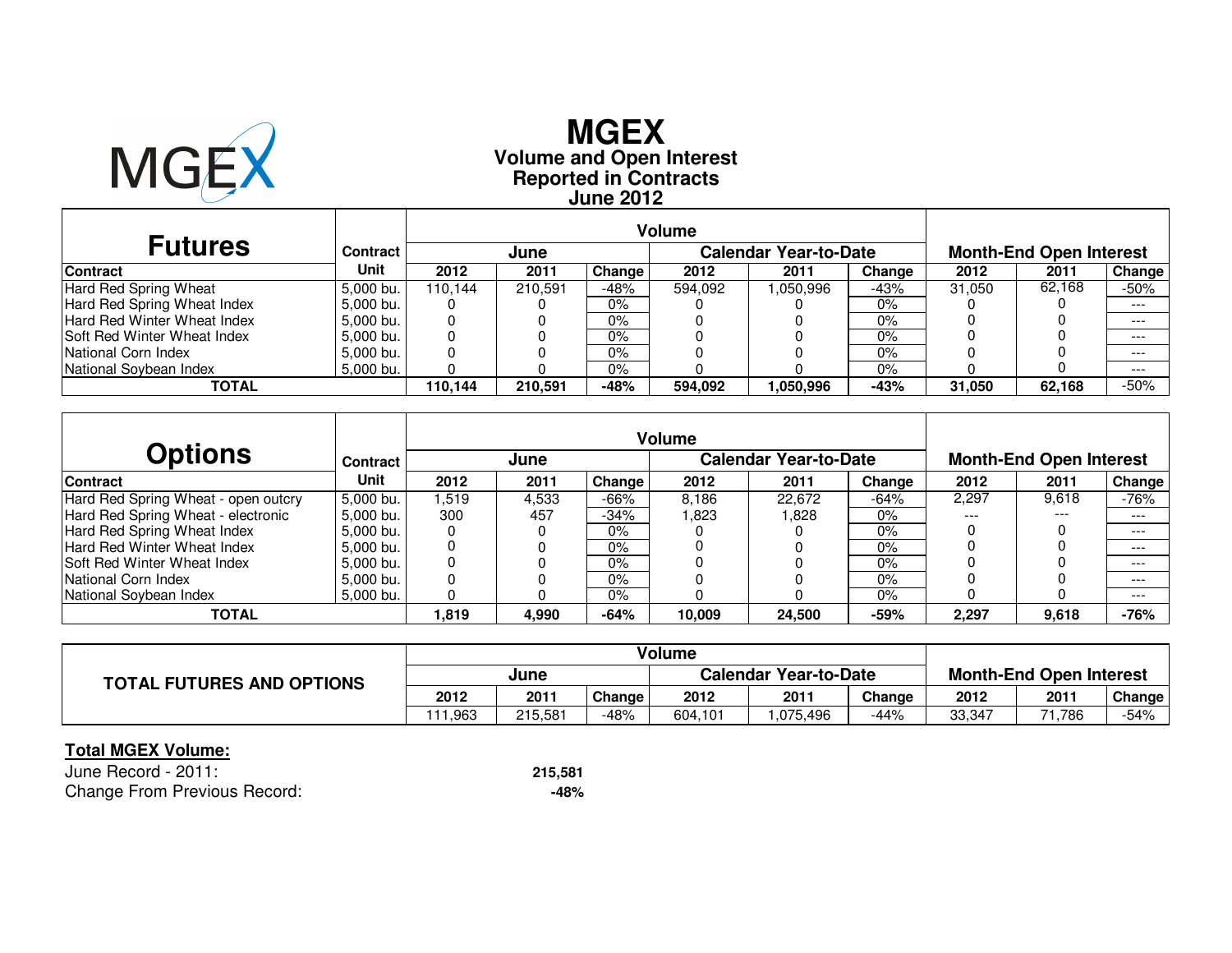# MGEX

## Volume and Open Interest
## Reported in Contracts
## June 2012

| Futures | Contract | Volume | | | | | | Month-End Open Interest | | |
|---|---|---|---|---|---|---|---|---|---|---|
| | | June | | | Calendar Year-to-Date | | | | | |
| Contract | Unit | 2012 | 2011 | Change | 2012 | 2011 | Change | 2012 | 2011 | Change |
| Hard Red Spring Wheat | 5,000 bu. | 110,144 | 210,591 | -48% | 594,092 | 1,050,996 | -43% | 31,050 | 62,168 | -50% |
| Hard Red Spring Wheat Index | 5,000 bu. | 0 | 0 | 0% | 0 | 0 | 0% | 0 | 0 | --- |
| Hard Red Winter Wheat Index | 5,000 bu. | 0 | 0 | 0% | 0 | 0 | 0% | 0 | 0 | --- |
| Soft Red Winter Wheat Index | 5,000 bu. | 0 | 0 | 0% | 0 | 0 | 0% | 0 | 0 | --- |
| National Corn Index | 5,000 bu. | 0 | 0 | 0% | 0 | 0 | 0% | 0 | 0 | --- |
| National Soybean Index | 5,000 bu. | 0 | 0 | 0% | 0 | 0 | 0% | 0 | 0 | --- |
| **TOTAL** | | **110,144** | **210,591** | **-48%** | **594,092** | **1,050,996** | **-43%** | **31,050** | **62,168** | -50% |

| Options | Contract | Volume | | | | | | Month-End Open Interest | | |
|---|---|---|---|---|---|---|---|---|---|---|
| | | June | | | Calendar Year-to-Date | | | | | |
| Contract | Unit | 2012 | 2011 | Change | 2012 | 2011 | Change | 2012 | 2011 | Change |
| Hard Red Spring Wheat - open outcry | 5,000 bu. | 1,519 | 4,533 | -66% | 8,186 | 22,672 | -64% | 2,297 | 9,618 | -76% |
| Hard Red Spring Wheat - electronic | 5,000 bu. | 300 | 457 | -34% | 1,823 | 1,828 | 0% | --- | --- | --- |
| Hard Red Spring Wheat Index | 5,000 bu. | 0 | 0 | 0% | 0 | 0 | 0% | 0 | 0 | --- |
| Hard Red Winter Wheat Index | 5,000 bu. | 0 | 0 | 0% | 0 | 0 | 0% | 0 | 0 | --- |
| Soft Red Winter Wheat Index | 5,000 bu. | 0 | 0 | 0% | 0 | 0 | 0% | 0 | 0 | --- |
| National Corn Index | 5,000 bu. | 0 | 0 | 0% | 0 | 0 | 0% | 0 | 0 | --- |
| National Soybean Index | 5,000 bu. | 0 | 0 | 0% | 0 | 0 | 0% | 0 | 0 | --- |
| **TOTAL** | | **1,819** | **4,990** | **-64%** | **10,009** | **24,500** | **-59%** | **2,297** | **9,618** | **-76%** |

| TOTAL FUTURES AND OPTIONS | Volume | | | | | | Month-End Open Interest | | |
|---|---|---|---|---|---|---|---|---|---|
| | June | | | Calendar Year-to-Date | | | | | |
| | 2012 | 2011 | Change | 2012 | 2011 | Change | 2012 | 2011 | Change |
| | 111,963 | 215,581 | -48% | 604,101 | 1,075,496 | -44% | 33,347 | 71,786 | -54% |

**Total MGEX Volume:**

June Record - 2011: **215,581**

Change From Previous Record: **-48%**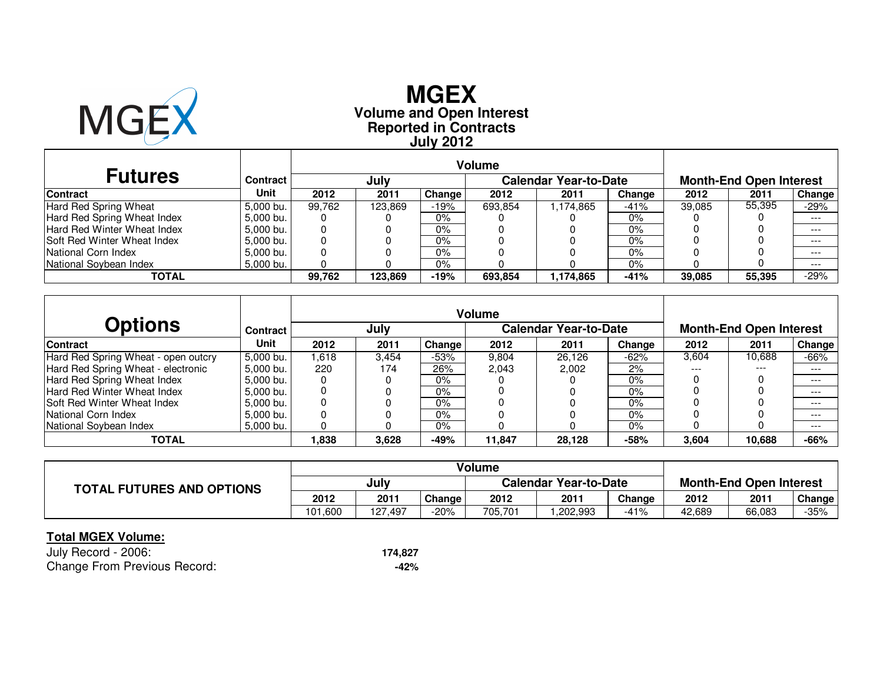# MGEX

## Volume and Open Interest Reported in Contracts July 2012

| Futures | Contract | Volume | | | | | | Month-End Open Interest | | |
|---|---|---|---|---|---|---|---|---|---|---|
| | | July | | | Calendar Year-to-Date | | | | | |
| Contract | Unit | 2012 | 2011 | Change | 2012 | 2011 | Change | 2012 | 2011 | Change |
| Hard Red Spring Wheat | 5,000 bu. | 99,762 | 123,869 | -19% | 693,854 | 1,174,865 | -41% | 39,085 | 55,395 | -29% |
| Hard Red Spring Wheat Index | 5,000 bu. | 0 | 0 | 0% | 0 | 0 | 0% | 0 | 0 | --- |
| Hard Red Winter Wheat Index | 5,000 bu. | 0 | 0 | 0% | 0 | 0 | 0% | 0 | 0 | --- |
| Soft Red Winter Wheat Index | 5,000 bu. | 0 | 0 | 0% | 0 | 0 | 0% | 0 | 0 | --- |
| National Corn Index | 5,000 bu. | 0 | 0 | 0% | 0 | 0 | 0% | 0 | 0 | --- |
| National Soybean Index | 5,000 bu. | 0 | 0 | 0% | 0 | 0 | 0% | 0 | 0 | --- |
| **TOTAL** | | **99,762** | **123,869** | **-19%** | **693,854** | **1,174,865** | **-41%** | **39,085** | **55,395** | -29% |

| Options | Contract | Volume | | | | | | Month-End Open Interest | | |
|---|---|---|---|---|---|---|---|---|---|---|
| | | July | | | Calendar Year-to-Date | | | | | |
| Contract | Unit | 2012 | 2011 | Change | 2012 | 2011 | Change | 2012 | 2011 | Change |
| Hard Red Spring Wheat - open outcry | 5,000 bu. | 1,618 | 3,454 | -53% | 9,804 | 26,126 | -62% | 3,604 | 10,688 | -66% |
| Hard Red Spring Wheat - electronic | 5,000 bu. | 220 | 174 | 26% | 2,043 | 2,002 | 2% | --- | --- | --- |
| Hard Red Spring Wheat Index | 5,000 bu. | 0 | 0 | 0% | 0 | 0 | 0% | 0 | 0 | --- |
| Hard Red Winter Wheat Index | 5,000 bu. | 0 | 0 | 0% | 0 | 0 | 0% | 0 | 0 | --- |
| Soft Red Winter Wheat Index | 5,000 bu. | 0 | 0 | 0% | 0 | 0 | 0% | 0 | 0 | --- |
| National Corn Index | 5,000 bu. | 0 | 0 | 0% | 0 | 0 | 0% | 0 | 0 | --- |
| National Soybean Index | 5,000 bu. | 0 | 0 | 0% | 0 | 0 | 0% | 0 | 0 | --- |
| **TOTAL** | | **1,838** | **3,628** | **-49%** | **11,847** | **28,128** | **-58%** | **3,604** | **10,688** | **-66%** |

| TOTAL FUTURES AND OPTIONS | Volume | | | | | | Month-End Open Interest | | |
|---|---|---|---|---|---|---|---|---|---|
| | July | | | Calendar Year-to-Date | | | | | |
| | 2012 | 2011 | Change | 2012 | 2011 | Change | 2012 | 2011 | Change |
| | 101,600 | 127,497 | -20% | 705,701 | 1,202,993 | -41% | 42,689 | 66,083 | -35% |

**Total MGEX Volume:**

July Record - 2006: **174,827**

Change From Previous Record: **-42%**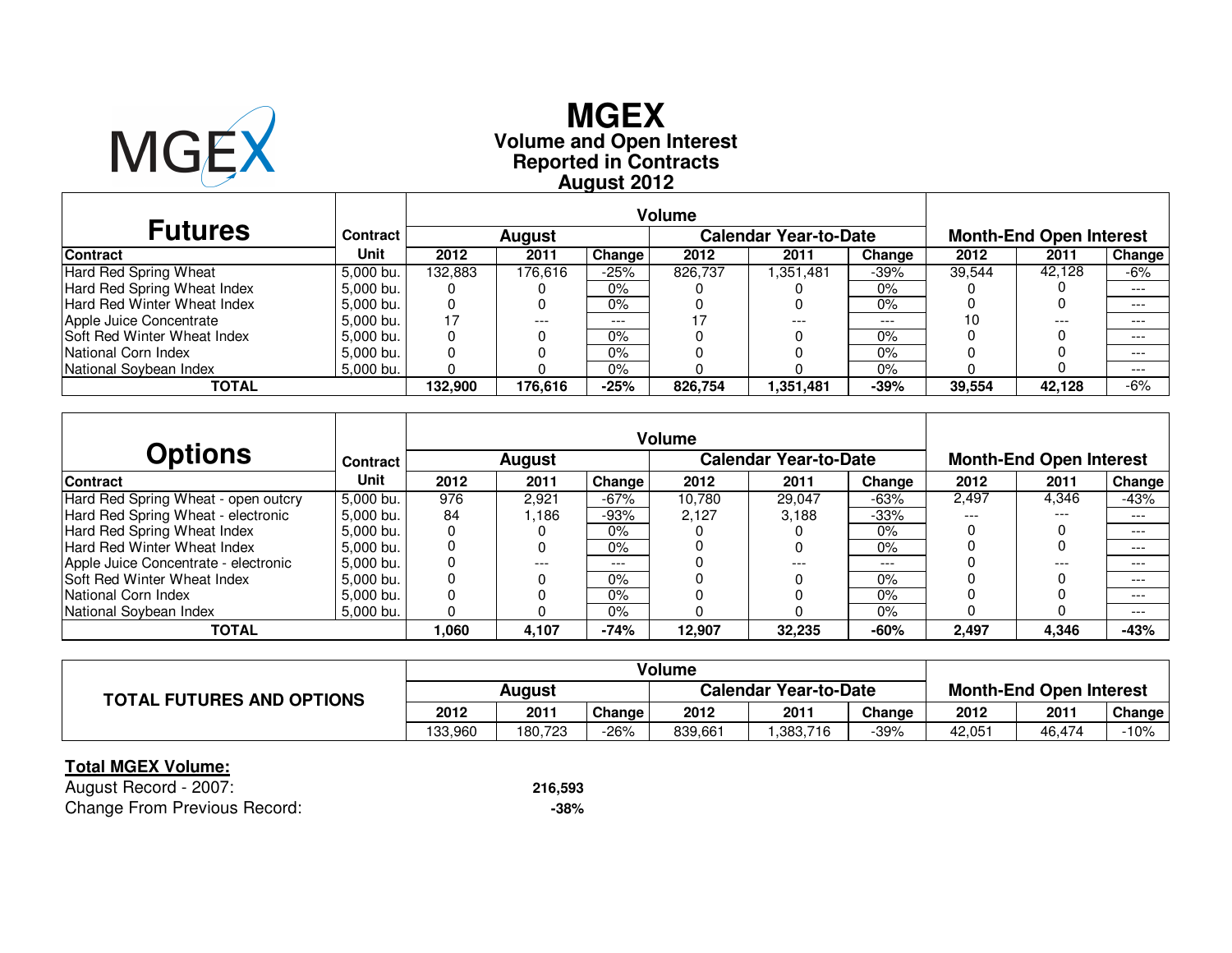# MGEX

## Volume and Open Interest
## Reported in Contracts
## August 2012

| Futures | Contract | Volume | | | | | | Month-End Open Interest | | |
|---|---|---|---|---|---|---|---|---|---|---|
| | | August | | | Calendar Year-to-Date | | | | | |
| Contract | Unit | 2012 | 2011 | Change | 2012 | 2011 | Change | 2012 | 2011 | Change |
| Hard Red Spring Wheat | 5,000 bu. | 132,883 | 176,616 | -25% | 826,737 | 1,351,481 | -39% | 39,544 | 42,128 | -6% |
| Hard Red Spring Wheat Index | 5,000 bu. | 0 | 0 | 0% | 0 | 0 | 0% | 0 | 0 | --- |
| Hard Red Winter Wheat Index | 5,000 bu. | 0 | 0 | 0% | 0 | 0 | 0% | 0 | 0 | --- |
| Apple Juice Concentrate | 5,000 bu. | 17 | --- | --- | 17 | --- | --- | 10 | --- | --- |
| Soft Red Winter Wheat Index | 5,000 bu. | 0 | 0 | 0% | 0 | 0 | 0% | 0 | 0 | --- |
| National Corn Index | 5,000 bu. | 0 | 0 | 0% | 0 | 0 | 0% | 0 | 0 | --- |
| National Soybean Index | 5,000 bu. | 0 | 0 | 0% | 0 | 0 | 0% | 0 | 0 | --- |
| **TOTAL** | | **132,900** | **176,616** | **-25%** | **826,754** | **1,351,481** | **-39%** | **39,554** | **42,128** | -6% |

| Options | Contract | Volume | | | | | | Month-End Open Interest | | |
|---|---|---|---|---|---|---|---|---|---|---|
| | | August | | | Calendar Year-to-Date | | | | | |
| Contract | Unit | 2012 | 2011 | Change | 2012 | 2011 | Change | 2012 | 2011 | Change |
| Hard Red Spring Wheat - open outcry | 5,000 bu. | 976 | 2,921 | -67% | 10,780 | 29,047 | -63% | 2,497 | 4,346 | -43% |
| Hard Red Spring Wheat - electronic | 5,000 bu. | 84 | 1,186 | -93% | 2,127 | 3,188 | -33% | --- | --- | --- |
| Hard Red Spring Wheat Index | 5,000 bu. | 0 | 0 | 0% | 0 | 0 | 0% | 0 | 0 | --- |
| Hard Red Winter Wheat Index | 5,000 bu. | 0 | 0 | 0% | 0 | 0 | 0% | 0 | 0 | --- |
| Apple Juice Concentrate - electronic | 5,000 bu. | 0 | --- | --- | 0 | --- | --- | 0 | --- | --- |
| Soft Red Winter Wheat Index | 5,000 bu. | 0 | 0 | 0% | 0 | 0 | 0% | 0 | 0 | --- |
| National Corn Index | 5,000 bu. | 0 | 0 | 0% | 0 | 0 | 0% | 0 | 0 | --- |
| National Soybean Index | 5,000 bu. | 0 | 0 | 0% | 0 | 0 | 0% | 0 | 0 | --- |
| **TOTAL** | | **1,060** | **4,107** | **-74%** | **12,907** | **32,235** | **-60%** | **2,497** | **4,346** | **-43%** |

| TOTAL FUTURES AND OPTIONS | Volume | | | | | | Month-End Open Interest | | |
|---|---|---|---|---|---|---|---|---|---|
| | August | | | Calendar Year-to-Date | | | | | |
| | 2012 | 2011 | Change | 2012 | 2011 | Change | 2012 | 2011 | Change |
| | 133,960 | 180,723 | -26% | 839,661 | 1,383,716 | -39% | 42,051 | 46,474 | -10% |

**Total MGEX Volume:**

August Record - 2007: **216,593**

Change From Previous Record: **-38%**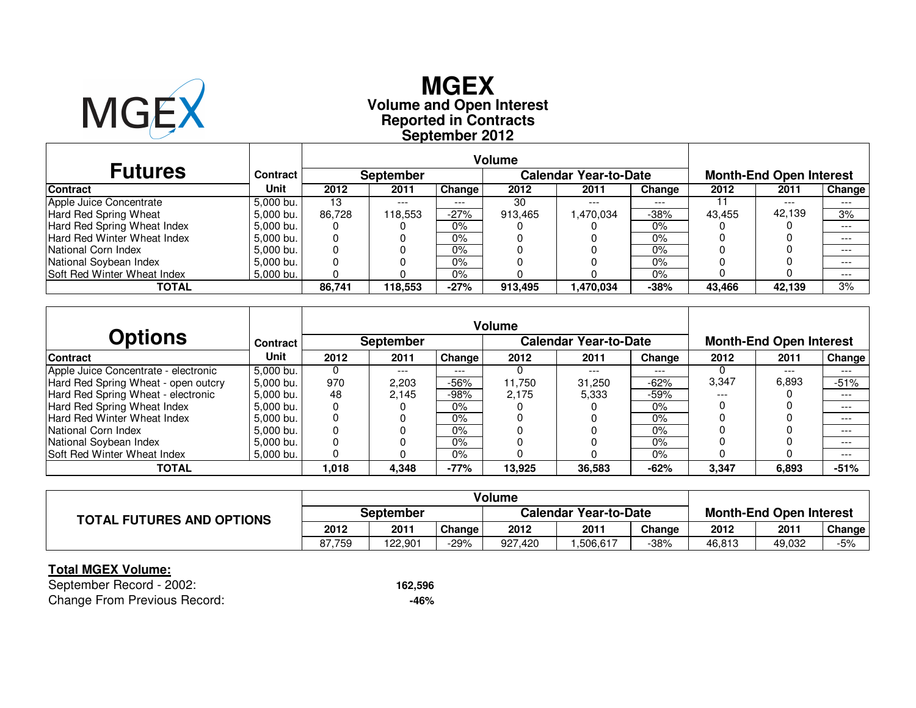# MGEX

## Volume and Open Interest
## Reported in Contracts
## September 2012

| Futures | | Volume | | | | | | Month-End Open Interest | | |
|---|---|---|---|---|---|---|---|---|---|---|
| | Contract | September | | | Calendar Year-to-Date | | | | | |
| Contract | Unit | 2012 | 2011 | Change | 2012 | 2011 | Change | 2012 | 2011 | Change |
| Apple Juice Concentrate | 5,000 bu. | 13 | --- | --- | 30 | --- | --- | 11 | --- | --- |
| Hard Red Spring Wheat | 5,000 bu. | 86,728 | 118,553 | -27% | 913,465 | 1,470,034 | -38% | 43,455 | 42,139 | 3% |
| Hard Red Spring Wheat Index | 5,000 bu. | 0 | 0 | 0% | 0 | 0 | 0% | 0 | 0 | --- |
| Hard Red Winter Wheat Index | 5,000 bu. | 0 | 0 | 0% | 0 | 0 | 0% | 0 | 0 | --- |
| National Corn Index | 5,000 bu. | 0 | 0 | 0% | 0 | 0 | 0% | 0 | 0 | --- |
| National Soybean Index | 5,000 bu. | 0 | 0 | 0% | 0 | 0 | 0% | 0 | 0 | --- |
| Soft Red Winter Wheat Index | 5,000 bu. | 0 | 0 | 0% | 0 | 0 | 0% | 0 | 0 | --- |
| **TOTAL** | | **86,741** | **118,553** | **-27%** | **913,495** | **1,470,034** | **-38%** | **43,466** | **42,139** | 3% |

| Options | | Volume | | | | | | Month-End Open Interest | | |
|---|---|---|---|---|---|---|---|---|---|---|
| | Contract | September | | | Calendar Year-to-Date | | | | | |
| Contract | Unit | 2012 | 2011 | Change | 2012 | 2011 | Change | 2012 | 2011 | Change |
| Apple Juice Concentrate - electronic | 5,000 bu. | 0 | --- | --- | 0 | --- | --- | 0 | --- | --- |
| Hard Red Spring Wheat - open outcry | 5,000 bu. | 970 | 2,203 | -56% | 11,750 | 31,250 | -62% | 3,347 | 6,893 | -51% |
| Hard Red Spring Wheat - electronic | 5,000 bu. | 48 | 2,145 | -98% | 2,175 | 5,333 | -59% | --- | 0 | --- |
| Hard Red Spring Wheat Index | 5,000 bu. | 0 | 0 | 0% | 0 | 0 | 0% | 0 | 0 | --- |
| Hard Red Winter Wheat Index | 5,000 bu. | 0 | 0 | 0% | 0 | 0 | 0% | 0 | 0 | --- |
| National Corn Index | 5,000 bu. | 0 | 0 | 0% | 0 | 0 | 0% | 0 | 0 | --- |
| National Soybean Index | 5,000 bu. | 0 | 0 | 0% | 0 | 0 | 0% | 0 | 0 | --- |
| Soft Red Winter Wheat Index | 5,000 bu. | 0 | 0 | 0% | 0 | 0 | 0% | 0 | 0 | --- |
| **TOTAL** | | **1,018** | **4,348** | **-77%** | **13,925** | **36,583** | **-62%** | **3,347** | **6,893** | **-51%** |

| TOTAL FUTURES AND OPTIONS | Volume | | | | | | Month-End Open Interest | | |
|---|---|---|---|---|---|---|---|---|---|
| | September | | | Calendar Year-to-Date | | | | | |
| | 2012 | 2011 | Change | 2012 | 2011 | Change | 2012 | 2011 | Change |
| | 87,759 | 122,901 | -29% | 927,420 | 1,506,617 | -38% | 46,813 | 49,032 | -5% |

**Total MGEX Volume:**

September Record - 2002: **162,596**

Change From Previous Record: **-46%**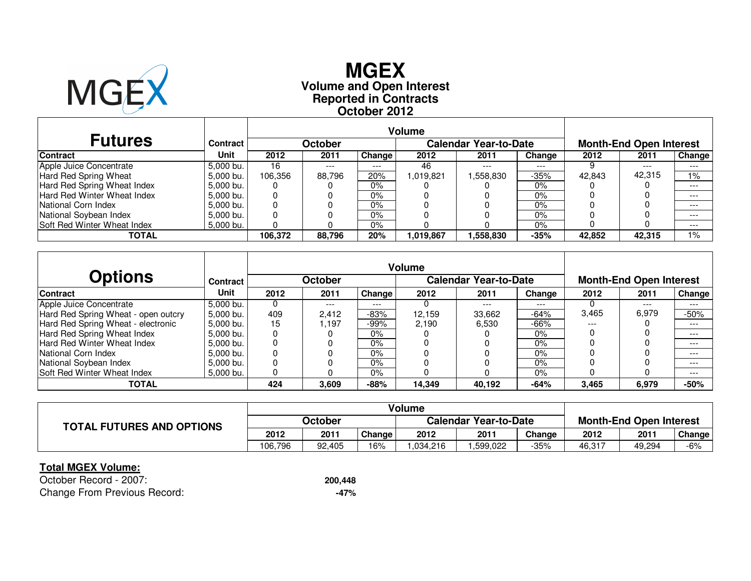# MGEX

**Volume and Open Interest**
**Reported in Contracts**
**October 2012**

| Futures | Contract | Volume | | | | | | Month-End Open Interest | | |
|---|---|---|---|---|---|---|---|---|---|---|
| | | October | | | Calendar Year-to-Date | | | | | |
| **Contract** | **Unit** | **2012** | **2011** | **Change** | **2012** | **2011** | **Change** | **2012** | **2011** | **Change** |
| Apple Juice Concentrate | 5,000 bu. | 16 | --- | --- | 46 | --- | --- | 9 | --- | --- |
| Hard Red Spring Wheat | 5,000 bu. | 106,356 | 88,796 | 20% | 1,019,821 | 1,558,830 | -35% | 42,843 | 42,315 | 1% |
| Hard Red Spring Wheat Index | 5,000 bu. | 0 | 0 | 0% | 0 | 0 | 0% | 0 | 0 | --- |
| Hard Red Winter Wheat Index | 5,000 bu. | 0 | 0 | 0% | 0 | 0 | 0% | 0 | 0 | --- |
| National Corn Index | 5,000 bu. | 0 | 0 | 0% | 0 | 0 | 0% | 0 | 0 | --- |
| National Soybean Index | 5,000 bu. | 0 | 0 | 0% | 0 | 0 | 0% | 0 | 0 | --- |
| Soft Red Winter Wheat Index | 5,000 bu. | 0 | 0 | 0% | 0 | 0 | 0% | 0 | 0 | --- |
| **TOTAL** | | **106,372** | **88,796** | **20%** | **1,019,867** | **1,558,830** | **-35%** | **42,852** | **42,315** | 1% |

| Options | Contract | Volume | | | | | | Month-End Open Interest | | |
|---|---|---|---|---|---|---|---|---|---|---|
| | | October | | | Calendar Year-to-Date | | | | | |
| **Contract** | **Unit** | **2012** | **2011** | **Change** | **2012** | **2011** | **Change** | **2012** | **2011** | **Change** |
| Apple Juice Concentrate | 5,000 bu. | 0 | --- | --- | 0 | --- | --- | 0 | --- | --- |
| Hard Red Spring Wheat - open outcry | 5,000 bu. | 409 | 2,412 | -83% | 12,159 | 33,662 | -64% | 3,465 | 6,979 | -50% |
| Hard Red Spring Wheat - electronic | 5,000 bu. | 15 | 1,197 | -99% | 2,190 | 6,530 | -66% | --- | 0 | --- |
| Hard Red Spring Wheat Index | 5,000 bu. | 0 | 0 | 0% | 0 | 0 | 0% | 0 | 0 | --- |
| Hard Red Winter Wheat Index | 5,000 bu. | 0 | 0 | 0% | 0 | 0 | 0% | 0 | 0 | --- |
| National Corn Index | 5,000 bu. | 0 | 0 | 0% | 0 | 0 | 0% | 0 | 0 | --- |
| National Soybean Index | 5,000 bu. | 0 | 0 | 0% | 0 | 0 | 0% | 0 | 0 | --- |
| Soft Red Winter Wheat Index | 5,000 bu. | 0 | 0 | 0% | 0 | 0 | 0% | 0 | 0 | --- |
| **TOTAL** | | **424** | **3,609** | **-88%** | **14,349** | **40,192** | **-64%** | **3,465** | **6,979** | **-50%** |

| TOTAL FUTURES AND OPTIONS | Volume | | | | | | Month-End Open Interest | | |
|---|---|---|---|---|---|---|---|---|---|
| | October | | | Calendar Year-to-Date | | | | | |
| | **2012** | **2011** | **Change** | **2012** | **2011** | **Change** | **2012** | **2011** | **Change** |
| | 106,796 | 92,405 | 16% | 1,034,216 | 1,599,022 | -35% | 46,317 | 49,294 | -6% |

**Total MGEX Volume:**

October Record - 2007: **200,448**

Change From Previous Record: **-47%**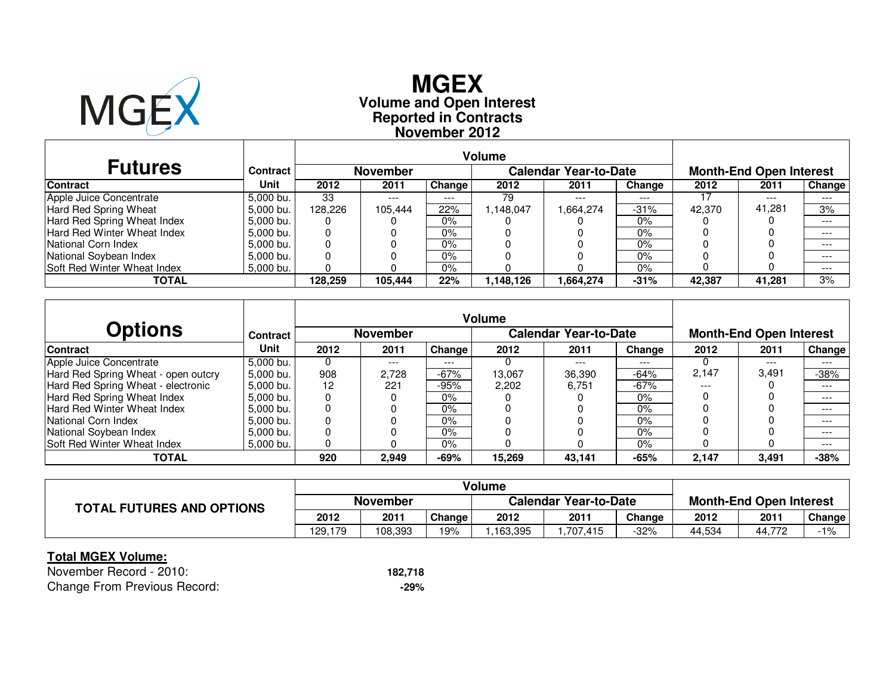# MGEX

## Volume and Open Interest
## Reported in Contracts
## November 2012

### Futures

| Contract | Contract Unit | Volume November 2012 | Volume November 2011 | Volume November Change | Calendar Year-to-Date 2012 | Calendar Year-to-Date 2011 | Calendar Year-to-Date Change | Month-End Open Interest 2012 | Month-End Open Interest 2011 | Month-End Open Interest Change |
|---|---|---|---|---|---|---|---|---|---|---|
| Apple Juice Concentrate | 5,000 bu. | 33 | --- | --- | 79 | --- | --- | 17 | --- | --- |
| Hard Red Spring Wheat | 5,000 bu. | 128,226 | 105,444 | 22% | 1,148,047 | 1,664,274 | -31% | 42,370 | 41,281 | 3% |
| Hard Red Spring Wheat Index | 5,000 bu. | 0 | 0 | 0% | 0 | 0 | 0% | 0 | 0 | --- |
| Hard Red Winter Wheat Index | 5,000 bu. | 0 | 0 | 0% | 0 | 0 | 0% | 0 | 0 | --- |
| National Corn Index | 5,000 bu. | 0 | 0 | 0% | 0 | 0 | 0% | 0 | 0 | --- |
| National Soybean Index | 5,000 bu. | 0 | 0 | 0% | 0 | 0 | 0% | 0 | 0 | --- |
| Soft Red Winter Wheat Index | 5,000 bu. | 0 | 0 | 0% | 0 | 0 | 0% | 0 | 0 | --- |
| **TOTAL** | | **128,259** | **105,444** | **22%** | **1,148,126** | **1,664,274** | **-31%** | **42,387** | **41,281** | 3% |

### Options

| Contract | Contract Unit | Volume November 2012 | Volume November 2011 | Volume November Change | Calendar Year-to-Date 2012 | Calendar Year-to-Date 2011 | Calendar Year-to-Date Change | Month-End Open Interest 2012 | Month-End Open Interest 2011 | Month-End Open Interest Change |
|---|---|---|---|---|---|---|---|---|---|---|
| Apple Juice Concentrate | 5,000 bu. | 0 | --- | --- | 0 | --- | --- | 0 | --- | --- |
| Hard Red Spring Wheat - open outcry | 5,000 bu. | 908 | 2,728 | -67% | 13,067 | 36,390 | -64% | 2,147 | 3,491 | -38% |
| Hard Red Spring Wheat - electronic | 5,000 bu. | 12 | 221 | -95% | 2,202 | 6,751 | -67% | --- | 0 | --- |
| Hard Red Spring Wheat Index | 5,000 bu. | 0 | 0 | 0% | 0 | 0 | 0% | 0 | 0 | --- |
| Hard Red Winter Wheat Index | 5,000 bu. | 0 | 0 | 0% | 0 | 0 | 0% | 0 | 0 | --- |
| National Corn Index | 5,000 bu. | 0 | 0 | 0% | 0 | 0 | 0% | 0 | 0 | --- |
| National Soybean Index | 5,000 bu. | 0 | 0 | 0% | 0 | 0 | 0% | 0 | 0 | --- |
| Soft Red Winter Wheat Index | 5,000 bu. | 0 | 0 | 0% | 0 | 0 | 0% | 0 | 0 | --- |
| **TOTAL** | | **920** | **2,949** | **-69%** | **15,269** | **43,141** | **-65%** | **2,147** | **3,491** | **-38%** |

### TOTAL FUTURES AND OPTIONS

| | Volume November 2012 | Volume November 2011 | Volume November Change | Calendar Year-to-Date 2012 | Calendar Year-to-Date 2011 | Calendar Year-to-Date Change | Month-End Open Interest 2012 | Month-End Open Interest 2011 | Month-End Open Interest Change |
|---|---|---|---|---|---|---|---|---|---|
| **TOTAL FUTURES AND OPTIONS** | 129,179 | 108,393 | 19% | 1,163,395 | 1,707,415 | -32% | 44,534 | 44,772 | -1% |

**Total MGEX Volume:**

November Record - 2010: **182,718**

Change From Previous Record: **-29%**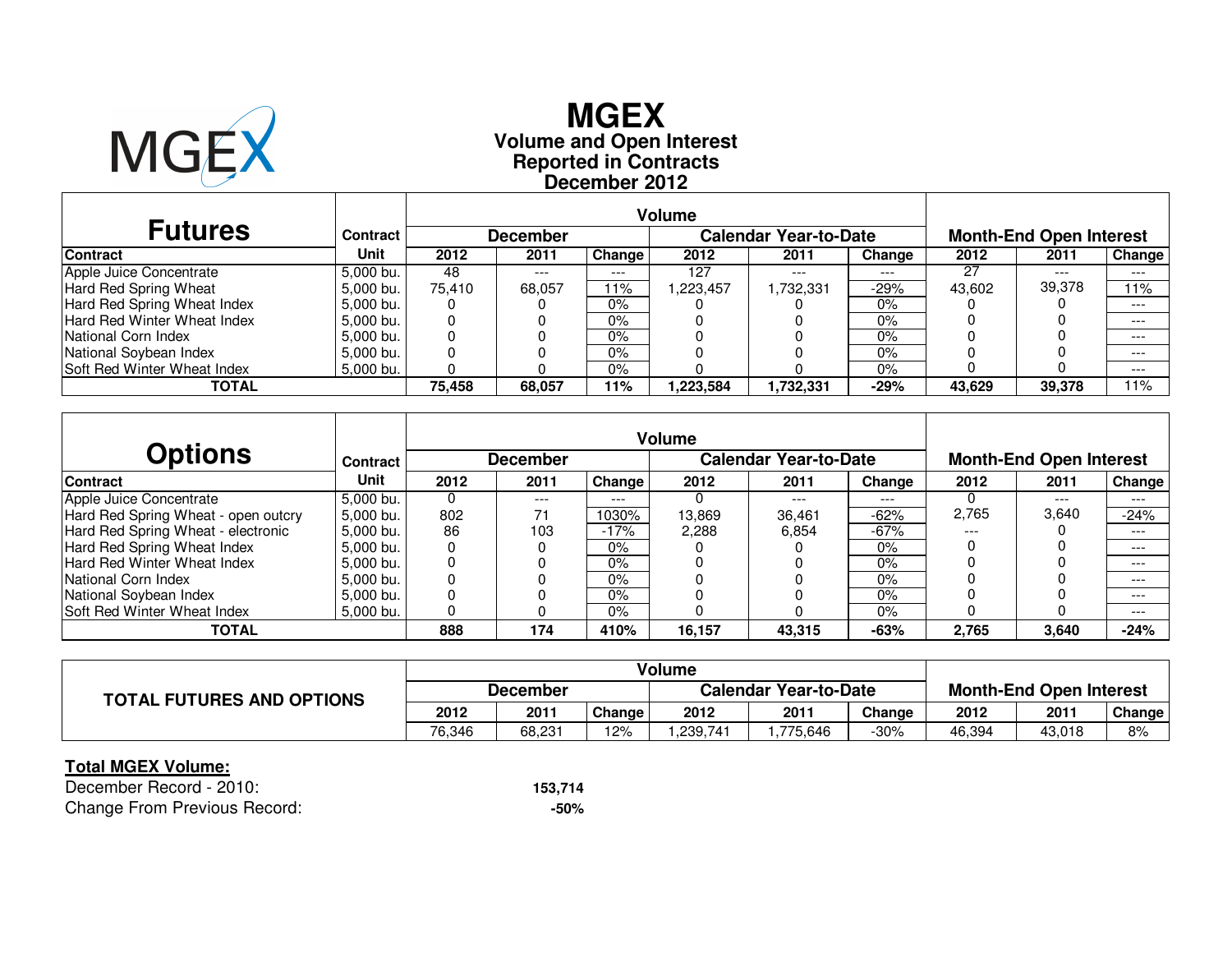# MGEX

## Volume and Open Interest Reported in Contracts December 2012

| Futures | Contract | Volume | | | | | | Month-End Open Interest | | |
|---|---|---|---|---|---|---|---|---|---|---|
| | | December | | | Calendar Year-to-Date | | | | | |
| Contract | Unit | 2012 | 2011 | Change | 2012 | 2011 | Change | 2012 | 2011 | Change |
| Apple Juice Concentrate | 5,000 bu. | 48 | --- | --- | 127 | --- | --- | 27 | --- | --- |
| Hard Red Spring Wheat | 5,000 bu. | 75,410 | 68,057 | 11% | 1,223,457 | 1,732,331 | -29% | 43,602 | 39,378 | 11% |
| Hard Red Spring Wheat Index | 5,000 bu. | 0 | 0 | 0% | 0 | 0 | 0% | 0 | 0 | --- |
| Hard Red Winter Wheat Index | 5,000 bu. | 0 | 0 | 0% | 0 | 0 | 0% | 0 | 0 | --- |
| National Corn Index | 5,000 bu. | 0 | 0 | 0% | 0 | 0 | 0% | 0 | 0 | --- |
| National Soybean Index | 5,000 bu. | 0 | 0 | 0% | 0 | 0 | 0% | 0 | 0 | --- |
| Soft Red Winter Wheat Index | 5,000 bu. | 0 | 0 | 0% | 0 | 0 | 0% | 0 | 0 | --- |
| **TOTAL** | | **75,458** | **68,057** | **11%** | **1,223,584** | **1,732,331** | **-29%** | **43,629** | **39,378** | 11% |

| Options | Contract | Volume | | | | | | Month-End Open Interest | | |
|---|---|---|---|---|---|---|---|---|---|---|
| | | December | | | Calendar Year-to-Date | | | | | |
| Contract | Unit | 2012 | 2011 | Change | 2012 | 2011 | Change | 2012 | 2011 | Change |
| Apple Juice Concentrate | 5,000 bu. | 0 | --- | --- | 0 | --- | --- | 0 | --- | --- |
| Hard Red Spring Wheat - open outcry | 5,000 bu. | 802 | 71 | 1030% | 13,869 | 36,461 | -62% | 2,765 | 3,640 | -24% |
| Hard Red Spring Wheat - electronic | 5,000 bu. | 86 | 103 | -17% | 2,288 | 6,854 | -67% | --- | 0 | --- |
| Hard Red Spring Wheat Index | 5,000 bu. | 0 | 0 | 0% | 0 | 0 | 0% | 0 | 0 | --- |
| Hard Red Winter Wheat Index | 5,000 bu. | 0 | 0 | 0% | 0 | 0 | 0% | 0 | 0 | --- |
| National Corn Index | 5,000 bu. | 0 | 0 | 0% | 0 | 0 | 0% | 0 | 0 | --- |
| National Soybean Index | 5,000 bu. | 0 | 0 | 0% | 0 | 0 | 0% | 0 | 0 | --- |
| Soft Red Winter Wheat Index | 5,000 bu. | 0 | 0 | 0% | 0 | 0 | 0% | 0 | 0 | --- |
| **TOTAL** | | **888** | **174** | **410%** | **16,157** | **43,315** | **-63%** | **2,765** | **3,640** | **-24%** |

| TOTAL FUTURES AND OPTIONS | Volume | | | | | | Month-End Open Interest | | |
|---|---|---|---|---|---|---|---|---|---|
| | December | | | Calendar Year-to-Date | | | | | |
| | 2012 | 2011 | Change | 2012 | 2011 | Change | 2012 | 2011 | Change |
| | 76,346 | 68,231 | 12% | 1,239,741 | 1,775,646 | -30% | 46,394 | 43,018 | 8% |

**Total MGEX Volume:**

| | |
|---|---|
| December Record - 2010: | **153,714** |
| Change From Previous Record: | **-50%** |